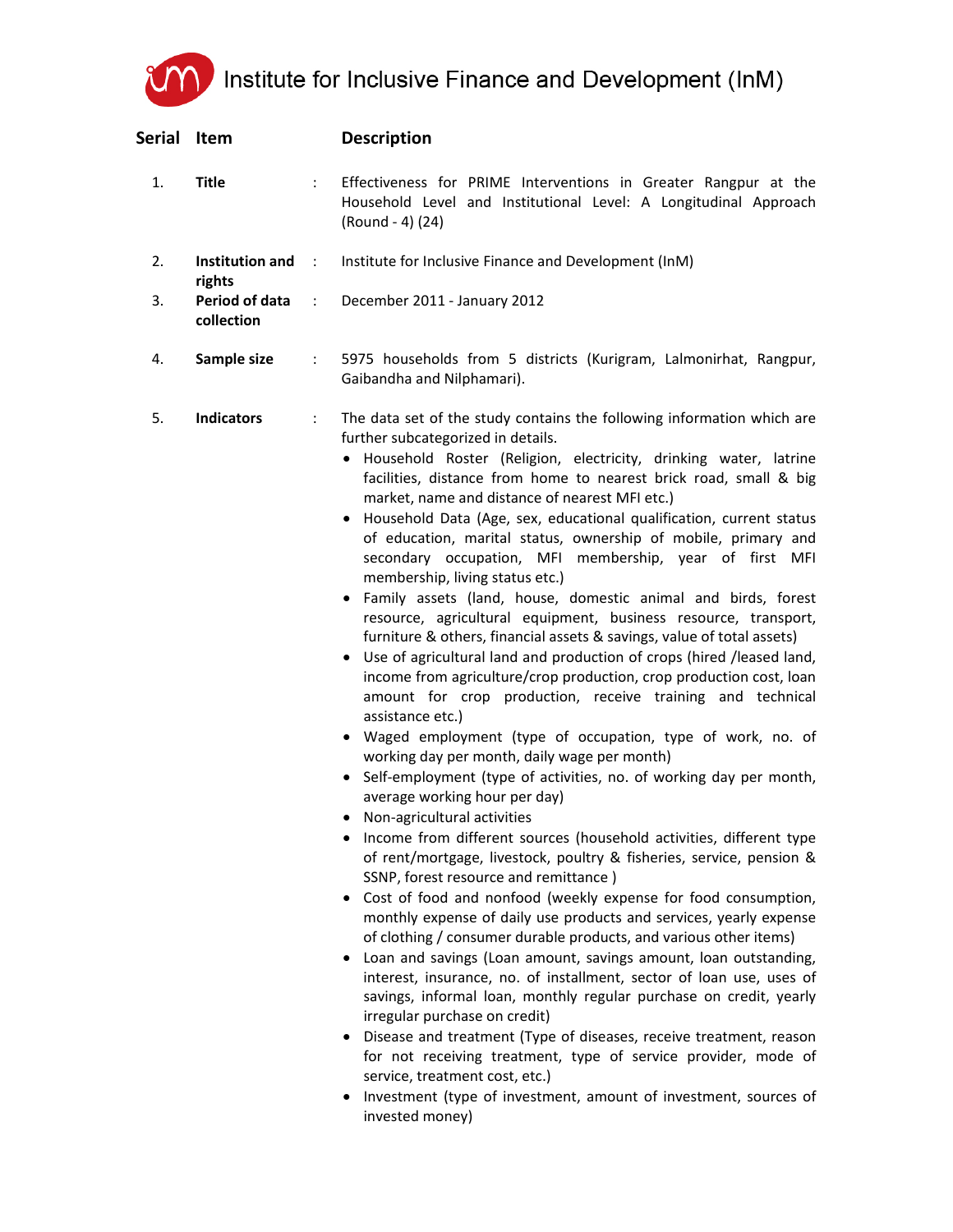# Institute for Inclusive Finance and Development (InM)

| Serial | Item | | Description |
|---|---|---|---|
| 1. | **Title** | : | Effectiveness for PRIME Interventions in Greater Rangpur at the Household Level and Institutional Level: A Longitudinal Approach (Round - 4) (24) |
| 2. | **Institution and rights** | : | Institute for Inclusive Finance and Development (InM) |
| 3. | **Period of data collection** | : | December 2011 - January 2012 |
| 4. | **Sample size** | : | 5975 households from 5 districts (Kurigram, Lalmonirhat, Rangpur, Gaibandha and Nilphamari). |
| 5. | **Indicators** | : | The data set of the study contains the following information which are further subcategorized in details. |

- Household Roster (Religion, electricity, drinking water, latrine facilities, distance from home to nearest brick road, small & big market, name and distance of nearest MFI etc.)
- Household Data (Age, sex, educational qualification, current status of education, marital status, ownership of mobile, primary and secondary occupation, MFI membership, year of first MFI membership, living status etc.)
- Family assets (land, house, domestic animal and birds, forest resource, agricultural equipment, business resource, transport, furniture & others, financial assets & savings, value of total assets)
- Use of agricultural land and production of crops (hired /leased land, income from agriculture/crop production, crop production cost, loan amount for crop production, receive training and technical assistance etc.)
- Waged employment (type of occupation, type of work, no. of working day per month, daily wage per month)
- Self-employment (type of activities, no. of working day per month, average working hour per day)
- Non-agricultural activities
- Income from different sources (household activities, different type of rent/mortgage, livestock, poultry & fisheries, service, pension & SSNP, forest resource and remittance )
- Cost of food and nonfood (weekly expense for food consumption, monthly expense of daily use products and services, yearly expense of clothing / consumer durable products, and various other items)
- Loan and savings (Loan amount, savings amount, loan outstanding, interest, insurance, no. of installment, sector of loan use, uses of savings, informal loan, monthly regular purchase on credit, yearly irregular purchase on credit)
- Disease and treatment (Type of diseases, receive treatment, reason for not receiving treatment, type of service provider, mode of service, treatment cost, etc.)
- Investment (type of investment, amount of investment, sources of invested money)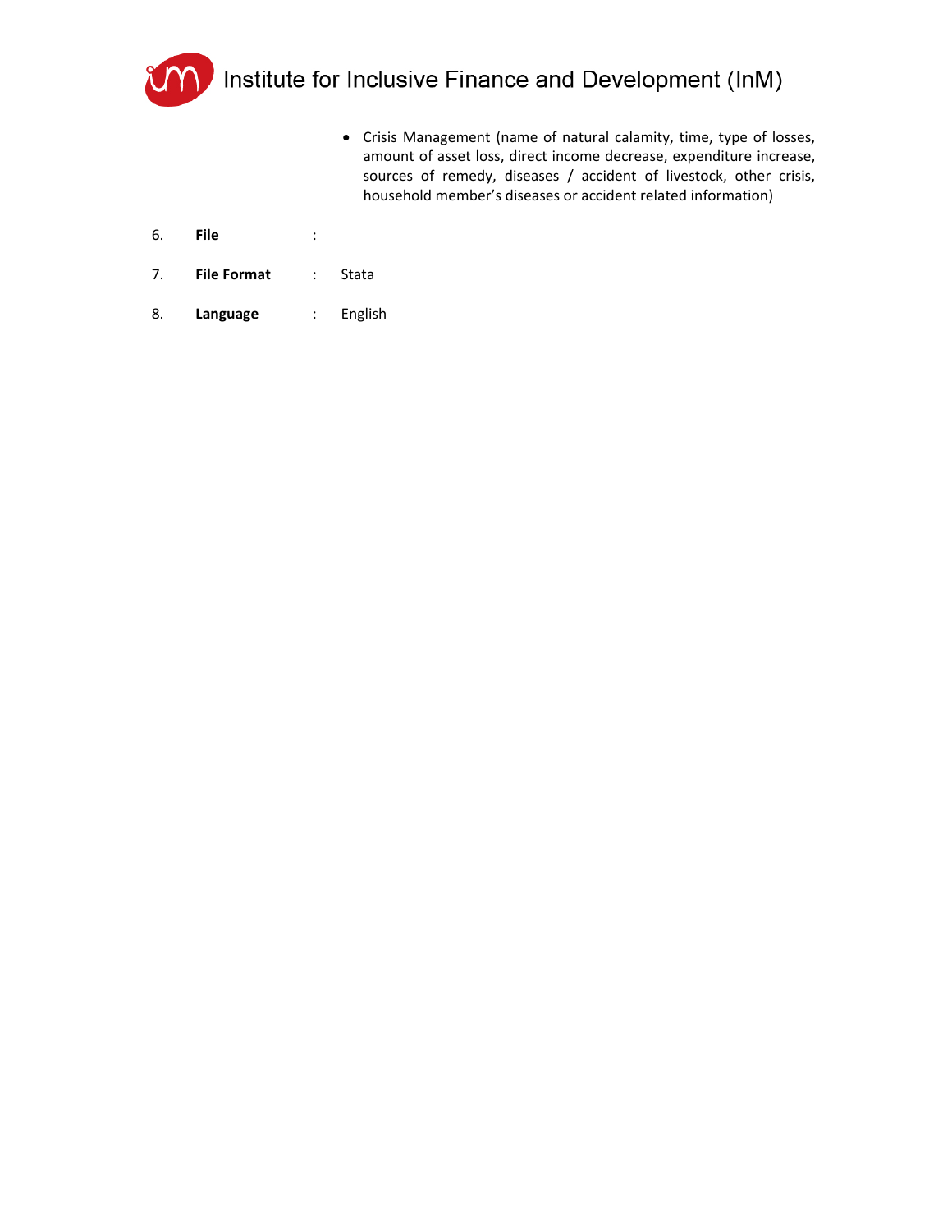- Crisis Management (name of natural calamity, time, type of losses, amount of asset loss, direct income decrease, expenditure increase, sources of remedy, diseases / accident of livestock, other crisis, household member's diseases or accident related information)

6. **File** :

7. **File Format** : Stata

8. **Language** : English